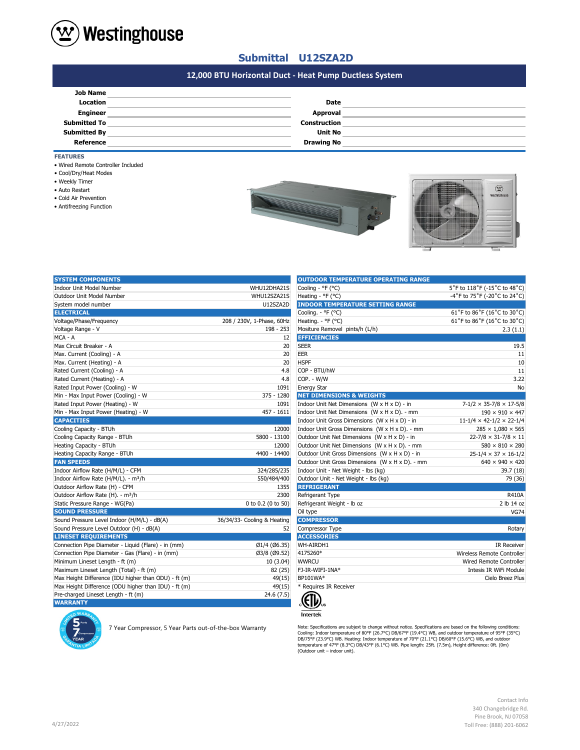# Westinghouse

## Submittal U12SZA2D

### 12,000 BTU Horizontal Duct - Heat Pump Ductless System

| | | | |
|---|---|---|---|
| **Job Name** | | | |
| **Location** | | **Date** | |
| **Engineer** | | **Approval** | |
| **Submitted To** | | **Construction** | |
| **Submitted By** | | **Unit No** | |
| **Reference** | | **Drawing No** | |

**FEATURES**

- Wired Remote Controller Included
- Cool/Dry/Heat Modes
- Weekly Timer
- Auto Restart
- Cold Air Prevention
- Antifreezing Function

| **SYSTEM COMPONENTS** | |
|---|---|
| Indoor Unit Model Number | WHU12DHA21S |
| Outdoor Unit Model Number | WHU12SZA21S |
| System model number | U12SZA2D |
| **ELECTRICAL** | |
| Voltage/Phase/Frequency | 208 / 230V, 1-Phase, 60Hz |
| Voltage Range - V | 198 - 253 |
| MCA - A | 12 |
| Max Circuit Breaker - A | 20 |
| Max. Current (Cooling) - A | 20 |
| Max. Current (Heating) - A | 20 |
| Rated Current (Cooling) - A | 4.8 |
| Rated Current (Heating) - A | 4.8 |
| Rated Input Power (Cooling) - W | 1091 |
| Min - Max Input Power (Cooling) - W | 375 - 1280 |
| Rated Input Power (Heating) - W | 1091 |
| Min - Max Input Power (Heating) - W | 457 - 1611 |
| **CAPACITIES** | |
| Cooling Capacity - BTUh | 12000 |
| Cooling Capacity Range - BTUh | 5800 - 13100 |
| Heating Capacity - BTUh | 12000 |
| Heating Capacity Range - BTUh | 4400 - 14400 |
| **FAN SPEEDS** | |
| Indoor Airflow Rate (H/M/L) - CFM | 324/285/235 |
| Indoor Airflow Rate (H/M/L). - m³/h | 550/484/400 |
| Outdoor Airflow Rate (H) - CFM | 1355 |
| Outdoor Airflow Rate (H). - m³/h | 2300 |
| Static Pressure Range - WG(Pa) | 0 to 0.2 (0 to 50) |
| **SOUND PRESSURE** | |
| Sound Pressure Level Indoor (H/M/L) - dB(A) | 36/34/33- Cooling & Heating |
| Sound Pressure Level Outdoor (H) - dB(A) | 52 |
| **LINESET REQUIREMENTS** | |
| Connection Pipe Diameter - Liquid (Flare) - in (mm) | Ø1/4 (Ø6.35) |
| Connection Pipe Diameter - Gas (Flare) - in (mm) | Ø3/8 (Ø9.52) |
| Minimum Lineset Length - ft (m) | 10 (3.04) |
| Maximum Lineset Length (Total) - ft (m) | 82 (25) |
| Max Height Difference (IDU higher than ODU) - ft (m) | 49(15) |
| Max Height Difference (ODU higher than IDU) - ft (m) | 49(15) |
| Pre-charged Lineset Length - ft (m) | 24.6 (7.5) |
| **WARRANTY** | |

5 Parts 7 Compressor YEAR — 7 Year Compressor, 5 Year Parts out-of-the-box Warranty

| **OUTDOOR TEMPERATURE OPERATING RANGE** | |
|---|---|
| Cooling - °F (°C) | 5°F to 118°F (-15°C to 48°C) |
| Heating - °F (°C) | -4°F to 75°F (-20°C to 24°C) |
| **INDOOR TEMPERATURE SETTING RANGE** | |
| Cooling. - °F (°C) | 61°F to 86°F (16°C to 30°C) |
| Heating. - °F (°C) | 61°F to 86°F (16°C to 30°C) |
| Mositure Removel pints/h (L/h) | 2.3 (1.1) |
| **EFFICIENCIES** | |
| SEER | 19.5 |
| EER | 11 |
| HSPF | 10 |
| COP - BTU/hW | 11 |
| COP. - W/W | 3.22 |
| Energy Star | No |
| **NET DIMENSIONS & WEIGHTS** | |
| Indoor Unit Net Dimensions (W x H x D) - in | 7-1/2 × 35-7/8 × 17-5/8 |
| Indoor Unit Net Dimensions (W x H x D). - mm | 190 × 910 × 447 |
| Indoor Unit Gross Dimensions (W x H x D) - in | 11-1/4 × 42-1/2 × 22-1/4 |
| Indoor Unit Gross Dimensions (W x H x D). - mm | 285 × 1,080 × 565 |
| Outdoor Unit Net Dimensions (W x H x D) - in | 22-7/8 × 31-7/8 × 11 |
| Outdoor Unit Net Dimensions (W x H x D). - mm | 580 × 810 × 280 |
| Outdoor Unit Gross Dimensions (W x H x D) - in | 25-1/4 × 37 × 16-1/2 |
| Outdoor Unit Gross Dimensions (W x H x D). - mm | 640 × 940 × 420 |
| Indoor Unit - Net Weight - lbs (kg) | 39.7 (18) |
| Outdoor Unit - Net Weight - lbs (kg) | 79 (36) |
| **REFRIGERANT** | |
| Refrigerant Type | R410A |
| Refrigerant Weight - lb oz | 2 lb 14 oz |
| Oil type | VG74 |
| **COMPRESSOR** | |
| Compressor Type | Rotary |
| **ACCESSORIES** | |
| WH-AIRDH1 | IR Receiver |
| 4175260* | Wireless Remote Controller |
| WWRCU | Wired Remote Controller |
| FJ-IR-WIFI-1NA* | Intesis IR WiFi Module |
| BP101WA* | Cielo Breez Plus |

\* Requires IR Receiver

Intertek

Note: Specifications are subject to change without notice. Specifications are based on the following conditions: Cooling: Indoor temperature of 80°F (26.7°C) DB/67°F (19.4°C) WB, and outdoor temperature of 95°F (35°C) DB/75°F (23.9°C) WB. Heating: Indoor temperature of 70°F (21.1°C) DB/60°F (15.6°C) WB, and outdoor temperature of 47°F (8.3°C) DB/43°F (6.1°C) WB. Pipe length: 25ft. (7.5m), Height difference: 0ft. (0m) (Outdoor unit – indoor unit).

4/27/2022

Contact Info
340 Changebridge Rd.
Pine Brook, NJ 07058
Toll Free: (888) 201-6062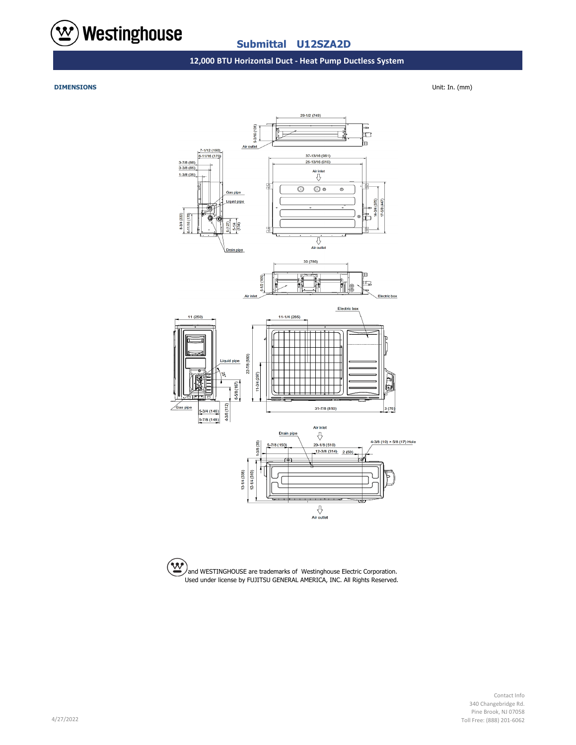# Submittal U12SZA2D

## 12,000 BTU Horizontal Duct - Heat Pump Ductless System

**DIMENSIONS**

Unit: In. (mm)

29-1/2 (749)
5-3/16 (131)
Air outlet
7-1/12 (190)
6-11/16 (170)
3-7/8 (98)
3-3/8 (85)
1-3/8 (35)
37-13/16 (961)
25-13/16 (910)
Air inlet
Gas pipe
Liquid pipe
14-3/4 (375)
17-5/8 (447)
8-3/4 (222)
6-11/16 (170)
5 (127)
5-1/4 (134)
Drain pipe
Air outlet
30 (786)
6-1/2 (165)
Air inlet
Electric box
Electric box
11 (280)
11-1/4 (285)
Liquid pipe
22-7/8 (580)
11-3/4 (297)
6-5/8 (167)
Gas pipe
5-3/4 (146)
5-7/8 (148)
4-3/8 (112)
31-7/8 (810)
3 (76)
Air inlet
Drain pipe
1-3/8 (35)
5-7/8 (150)
20-1/8 (510)
12-3/8 (314)
2 (50)
4-3/8 (10) × 5/8 (17) Hole
13-1/4 (338)
12-1/4 (310)
Air outlet

and WESTINGHOUSE are trademarks of Westinghouse Electric Corporation.
Used under license by FUJITSU GENERAL AMERICA, INC. All Rights Reserved.

4/27/2022

Contact Info
340 Changebridge Rd.
Pine Brook, NJ 07058
Toll Free: (888) 201-6062